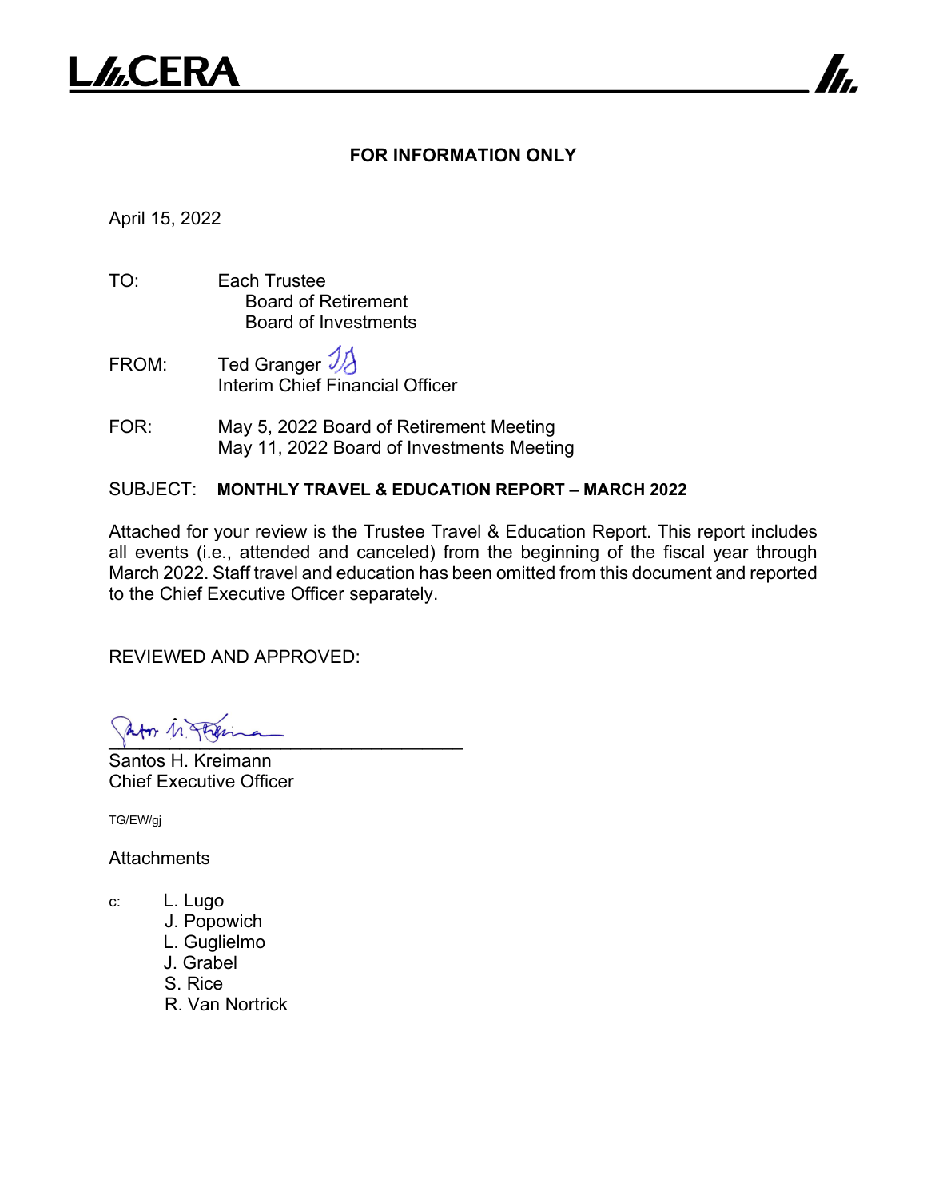LACERA

**FOR INFORMATION ONLY**

April 15, 2022

TO: Each Trustee
Board of Retirement
Board of Investments

FROM: Ted Granger
Interim Chief Financial Officer

FOR: May 5, 2022 Board of Retirement Meeting
May 11, 2022 Board of Investments Meeting

SUBJECT: **MONTHLY TRAVEL & EDUCATION REPORT – MARCH 2022**

Attached for your review is the Trustee Travel & Education Report. This report includes all events (i.e., attended and canceled) from the beginning of the fiscal year through March 2022. Staff travel and education has been omitted from this document and reported to the Chief Executive Officer separately.

REVIEWED AND APPROVED:

Santos H. Kreimann
Chief Executive Officer

TG/EW/gj

Attachments

c: L. Lugo
J. Popowich
L. Guglielmo
J. Grabel
S. Rice
R. Van Nortrick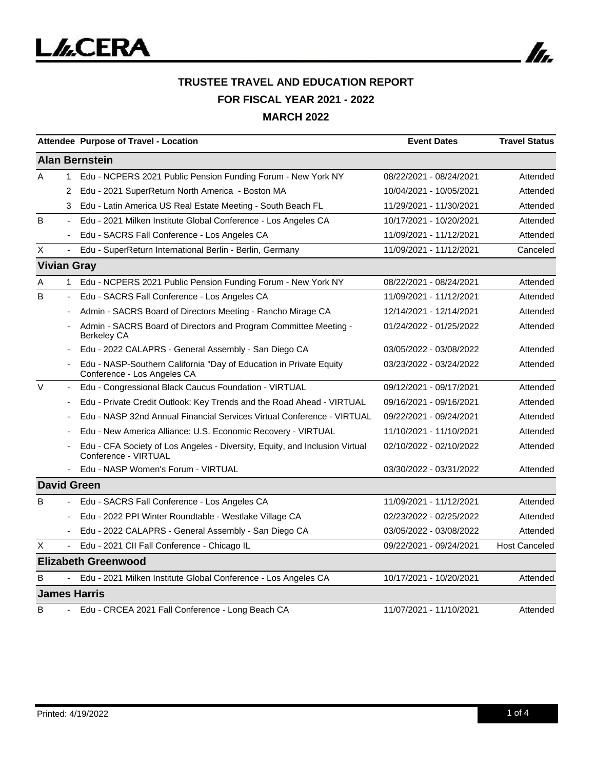## TRUSTEE TRAVEL AND EDUCATION REPORT

## FOR FISCAL YEAR 2021 - 2022

## MARCH 2022

| Attendee | | Purpose of Travel - Location | Event Dates | Travel Status |
|---|---|---|---|---|
| **Alan Bernstein** | | | | |
| A | 1 | Edu - NCPERS 2021 Public Pension Funding Forum - New York NY | 08/22/2021 - 08/24/2021 | Attended |
| | 2 | Edu - 2021 SuperReturn North America - Boston MA | 10/04/2021 - 10/05/2021 | Attended |
| | 3 | Edu - Latin America US Real Estate Meeting - South Beach FL | 11/29/2021 - 11/30/2021 | Attended |
| B | - | Edu - 2021 Milken Institute Global Conference - Los Angeles CA | 10/17/2021 - 10/20/2021 | Attended |
| | - | Edu - SACRS Fall Conference - Los Angeles CA | 11/09/2021 - 11/12/2021 | Attended |
| X | - | Edu - SuperReturn International Berlin - Berlin, Germany | 11/09/2021 - 11/12/2021 | Canceled |
| **Vivian Gray** | | | | |
| A | 1 | Edu - NCPERS 2021 Public Pension Funding Forum - New York NY | 08/22/2021 - 08/24/2021 | Attended |
| B | - | Edu - SACRS Fall Conference - Los Angeles CA | 11/09/2021 - 11/12/2021 | Attended |
| | - | Admin - SACRS Board of Directors Meeting - Rancho Mirage CA | 12/14/2021 - 12/14/2021 | Attended |
| | - | Admin - SACRS Board of Directors and Program Committee Meeting - Berkeley CA | 01/24/2022 - 01/25/2022 | Attended |
| | - | Edu - 2022 CALAPRS - General Assembly - San Diego CA | 03/05/2022 - 03/08/2022 | Attended |
| | - | Edu - NASP-Southern California "Day of Education in Private Equity Conference - Los Angeles CA | 03/23/2022 - 03/24/2022 | Attended |
| V | - | Edu - Congressional Black Caucus Foundation - VIRTUAL | 09/12/2021 - 09/17/2021 | Attended |
| | - | Edu - Private Credit Outlook: Key Trends and the Road Ahead - VIRTUAL | 09/16/2021 - 09/16/2021 | Attended |
| | - | Edu - NASP 32nd Annual Financial Services Virtual Conference - VIRTUAL | 09/22/2021 - 09/24/2021 | Attended |
| | - | Edu - New America Alliance: U.S. Economic Recovery - VIRTUAL | 11/10/2021 - 11/10/2021 | Attended |
| | - | Edu - CFA Society of Los Angeles - Diversity, Equity, and Inclusion Virtual Conference - VIRTUAL | 02/10/2022 - 02/10/2022 | Attended |
| | - | Edu - NASP Women's Forum - VIRTUAL | 03/30/2022 - 03/31/2022 | Attended |
| **David Green** | | | | |
| B | - | Edu - SACRS Fall Conference - Los Angeles CA | 11/09/2021 - 11/12/2021 | Attended |
| | - | Edu - 2022 PPI Winter Roundtable - Westlake Village CA | 02/23/2022 - 02/25/2022 | Attended |
| | - | Edu - 2022 CALAPRS - General Assembly - San Diego CA | 03/05/2022 - 03/08/2022 | Attended |
| X | - | Edu - 2021 CII Fall Conference - Chicago IL | 09/22/2021 - 09/24/2021 | Host Canceled |
| **Elizabeth Greenwood** | | | | |
| B | - | Edu - 2021 Milken Institute Global Conference - Los Angeles CA | 10/17/2021 - 10/20/2021 | Attended |
| **James Harris** | | | | |
| B | - | Edu - CRCEA 2021 Fall Conference - Long Beach CA | 11/07/2021 - 11/10/2021 | Attended |

Printed: 4/19/2022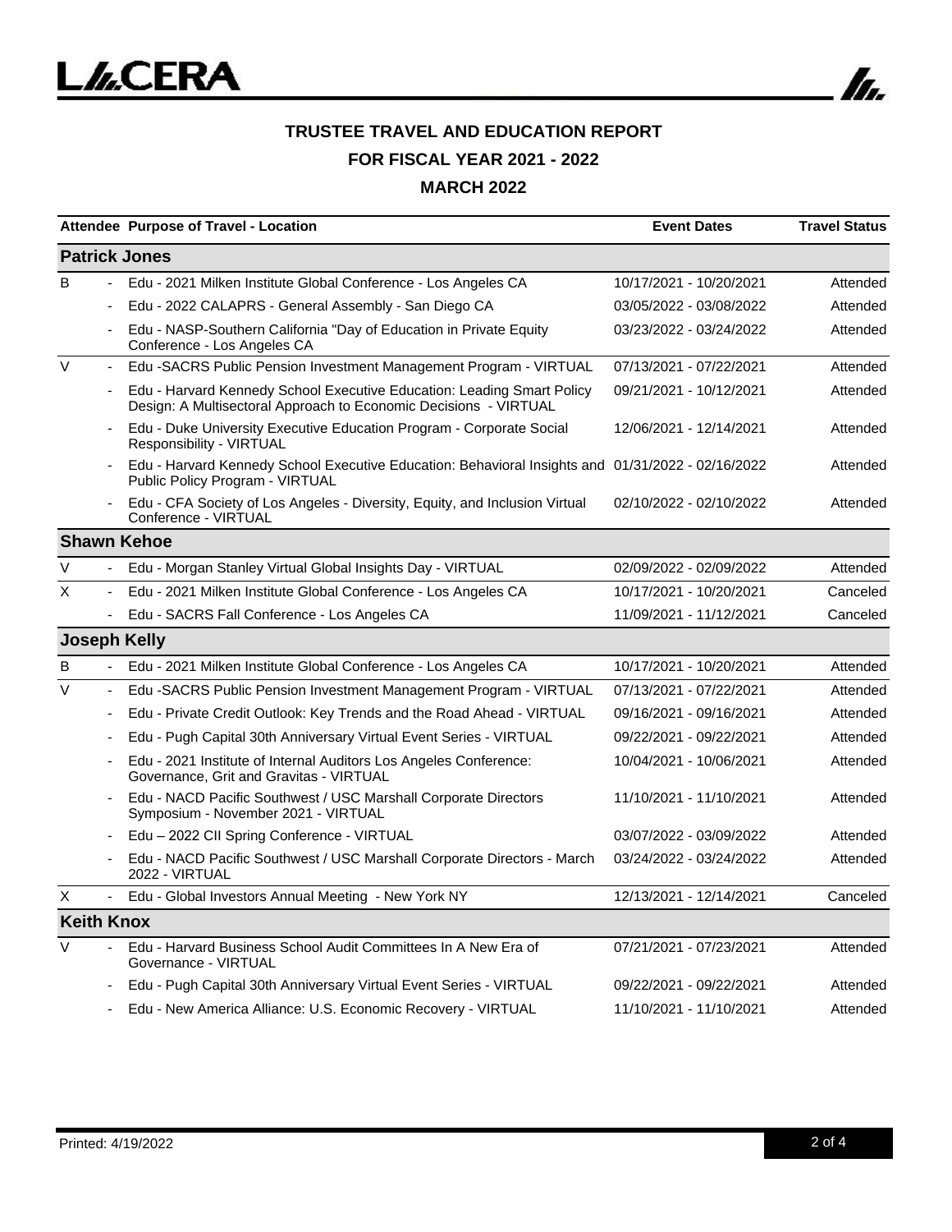# TRUSTEE TRAVEL AND EDUCATION REPORT

## FOR FISCAL YEAR 2021 - 2022

## MARCH 2022

| Attendee | | Purpose of Travel - Location | Event Dates | Travel Status |
|---|---|---|---|---|
| **Patrick Jones** | | | | |
| B | - | Edu - 2021 Milken Institute Global Conference - Los Angeles CA | 10/17/2021 - 10/20/2021 | Attended |
| | - | Edu - 2022 CALAPRS - General Assembly - San Diego CA | 03/05/2022 - 03/08/2022 | Attended |
| | - | Edu - NASP-Southern California "Day of Education in Private Equity Conference - Los Angeles CA | 03/23/2022 - 03/24/2022 | Attended |
| V | - | Edu -SACRS Public Pension Investment Management Program - VIRTUAL | 07/13/2021 - 07/22/2021 | Attended |
| | - | Edu - Harvard Kennedy School Executive Education: Leading Smart Policy Design: A Multisectoral Approach to Economic Decisions - VIRTUAL | 09/21/2021 - 10/12/2021 | Attended |
| | - | Edu - Duke University Executive Education Program - Corporate Social Responsibility - VIRTUAL | 12/06/2021 - 12/14/2021 | Attended |
| | - | Edu - Harvard Kennedy School Executive Education: Behavioral Insights and Public Policy Program - VIRTUAL | 01/31/2022 - 02/16/2022 | Attended |
| | - | Edu - CFA Society of Los Angeles - Diversity, Equity, and Inclusion Virtual Conference - VIRTUAL | 02/10/2022 - 02/10/2022 | Attended |
| **Shawn Kehoe** | | | | |
| V | - | Edu - Morgan Stanley Virtual Global Insights Day - VIRTUAL | 02/09/2022 - 02/09/2022 | Attended |
| X | - | Edu - 2021 Milken Institute Global Conference - Los Angeles CA | 10/17/2021 - 10/20/2021 | Canceled |
| | - | Edu - SACRS Fall Conference - Los Angeles CA | 11/09/2021 - 11/12/2021 | Canceled |
| **Joseph Kelly** | | | | |
| B | - | Edu - 2021 Milken Institute Global Conference - Los Angeles CA | 10/17/2021 - 10/20/2021 | Attended |
| V | - | Edu -SACRS Public Pension Investment Management Program - VIRTUAL | 07/13/2021 - 07/22/2021 | Attended |
| | - | Edu - Private Credit Outlook: Key Trends and the Road Ahead - VIRTUAL | 09/16/2021 - 09/16/2021 | Attended |
| | - | Edu - Pugh Capital 30th Anniversary Virtual Event Series - VIRTUAL | 09/22/2021 - 09/22/2021 | Attended |
| | - | Edu - 2021 Institute of Internal Auditors Los Angeles Conference: Governance, Grit and Gravitas - VIRTUAL | 10/04/2021 - 10/06/2021 | Attended |
| | - | Edu - NACD Pacific Southwest / USC Marshall Corporate Directors Symposium - November 2021 - VIRTUAL | 11/10/2021 - 11/10/2021 | Attended |
| | - | Edu – 2022 CII Spring Conference - VIRTUAL | 03/07/2022 - 03/09/2022 | Attended |
| | - | Edu - NACD Pacific Southwest / USC Marshall Corporate Directors - March 2022 - VIRTUAL | 03/24/2022 - 03/24/2022 | Attended |
| X | - | Edu - Global Investors Annual Meeting - New York NY | 12/13/2021 - 12/14/2021 | Canceled |
| **Keith Knox** | | | | |
| V | - | Edu - Harvard Business School Audit Committees In A New Era of Governance - VIRTUAL | 07/21/2021 - 07/23/2021 | Attended |
| | - | Edu - Pugh Capital 30th Anniversary Virtual Event Series - VIRTUAL | 09/22/2021 - 09/22/2021 | Attended |
| | - | Edu - New America Alliance: U.S. Economic Recovery - VIRTUAL | 11/10/2021 - 11/10/2021 | Attended |

Printed: 4/19/2022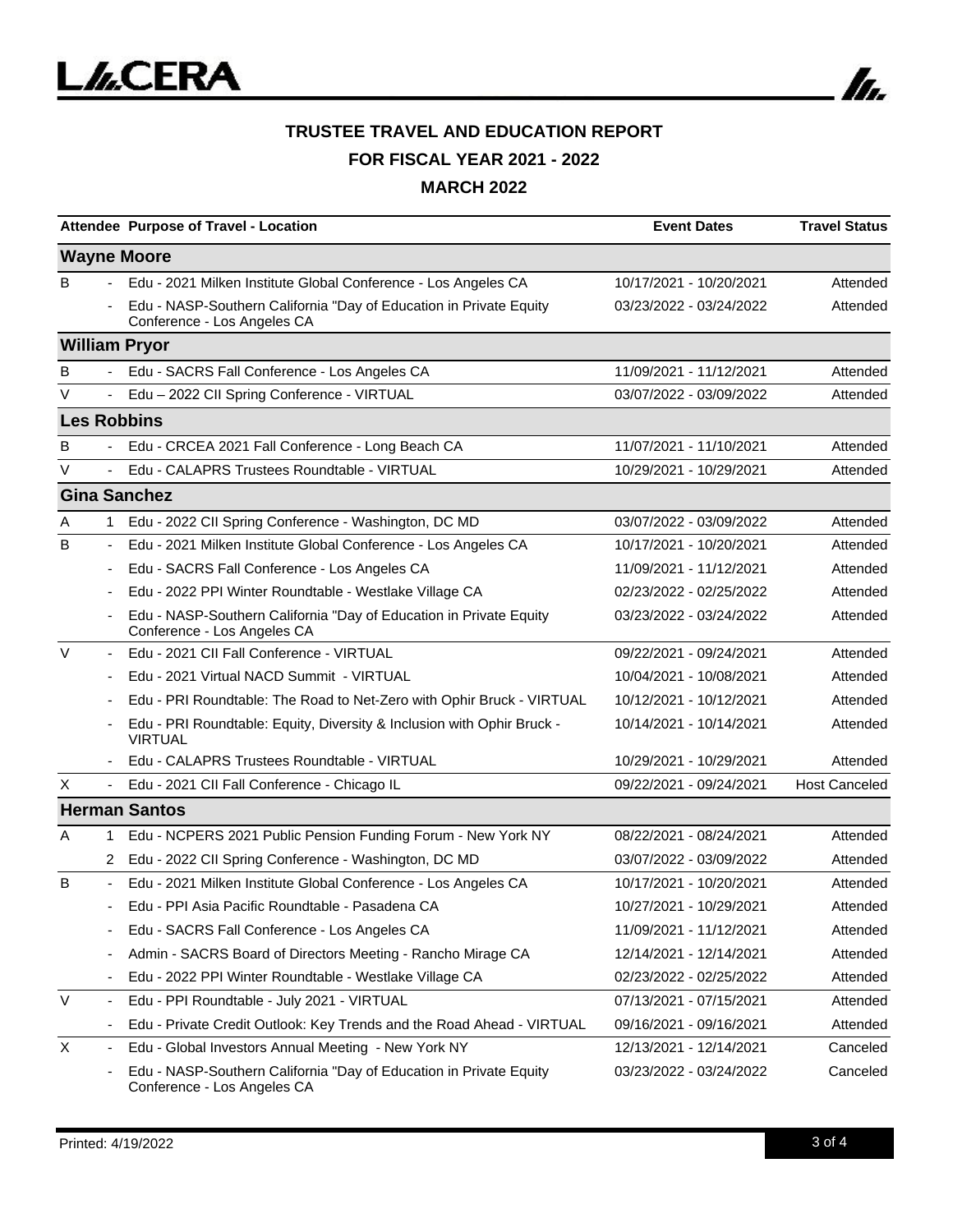# TRUSTEE TRAVEL AND EDUCATION REPORT

## FOR FISCAL YEAR 2021 - 2022

## MARCH 2022

| Attendee | | Purpose of Travel - Location | Event Dates | Travel Status |
|---|---|---|---|---|
| **Wayne Moore** | | | | |
| B | - | Edu - 2021 Milken Institute Global Conference - Los Angeles CA | 10/17/2021 - 10/20/2021 | Attended |
| | - | Edu - NASP-Southern California "Day of Education in Private Equity Conference - Los Angeles CA | 03/23/2022 - 03/24/2022 | Attended |
| **William Pryor** | | | | |
| B | - | Edu - SACRS Fall Conference - Los Angeles CA | 11/09/2021 - 11/12/2021 | Attended |
| V | - | Edu – 2022 CII Spring Conference - VIRTUAL | 03/07/2022 - 03/09/2022 | Attended |
| **Les Robbins** | | | | |
| B | - | Edu - CRCEA 2021 Fall Conference - Long Beach CA | 11/07/2021 - 11/10/2021 | Attended |
| V | - | Edu - CALAPRS Trustees Roundtable - VIRTUAL | 10/29/2021 - 10/29/2021 | Attended |
| **Gina Sanchez** | | | | |
| A | 1 | Edu - 2022 CII Spring Conference - Washington, DC MD | 03/07/2022 - 03/09/2022 | Attended |
| B | - | Edu - 2021 Milken Institute Global Conference - Los Angeles CA | 10/17/2021 - 10/20/2021 | Attended |
| | - | Edu - SACRS Fall Conference - Los Angeles CA | 11/09/2021 - 11/12/2021 | Attended |
| | - | Edu - 2022 PPI Winter Roundtable - Westlake Village CA | 02/23/2022 - 02/25/2022 | Attended |
| | - | Edu - NASP-Southern California "Day of Education in Private Equity Conference - Los Angeles CA | 03/23/2022 - 03/24/2022 | Attended |
| V | - | Edu - 2021 CII Fall Conference - VIRTUAL | 09/22/2021 - 09/24/2021 | Attended |
| | - | Edu - 2021 Virtual NACD Summit - VIRTUAL | 10/04/2021 - 10/08/2021 | Attended |
| | - | Edu - PRI Roundtable: The Road to Net-Zero with Ophir Bruck - VIRTUAL | 10/12/2021 - 10/12/2021 | Attended |
| | - | Edu - PRI Roundtable: Equity, Diversity & Inclusion with Ophir Bruck - VIRTUAL | 10/14/2021 - 10/14/2021 | Attended |
| | - | Edu - CALAPRS Trustees Roundtable - VIRTUAL | 10/29/2021 - 10/29/2021 | Attended |
| X | - | Edu - 2021 CII Fall Conference - Chicago IL | 09/22/2021 - 09/24/2021 | Host Canceled |
| **Herman Santos** | | | | |
| A | 1 | Edu - NCPERS 2021 Public Pension Funding Forum - New York NY | 08/22/2021 - 08/24/2021 | Attended |
| | 2 | Edu - 2022 CII Spring Conference - Washington, DC MD | 03/07/2022 - 03/09/2022 | Attended |
| B | - | Edu - 2021 Milken Institute Global Conference - Los Angeles CA | 10/17/2021 - 10/20/2021 | Attended |
| | - | Edu - PPI Asia Pacific Roundtable - Pasadena CA | 10/27/2021 - 10/29/2021 | Attended |
| | - | Edu - SACRS Fall Conference - Los Angeles CA | 11/09/2021 - 11/12/2021 | Attended |
| | - | Admin - SACRS Board of Directors Meeting - Rancho Mirage CA | 12/14/2021 - 12/14/2021 | Attended |
| | - | Edu - 2022 PPI Winter Roundtable - Westlake Village CA | 02/23/2022 - 02/25/2022 | Attended |
| V | - | Edu - PPI Roundtable - July 2021 - VIRTUAL | 07/13/2021 - 07/15/2021 | Attended |
| | - | Edu - Private Credit Outlook: Key Trends and the Road Ahead - VIRTUAL | 09/16/2021 - 09/16/2021 | Attended |
| X | - | Edu - Global Investors Annual Meeting - New York NY | 12/13/2021 - 12/14/2021 | Canceled |
| | - | Edu - NASP-Southern California "Day of Education in Private Equity Conference - Los Angeles CA | 03/23/2022 - 03/24/2022 | Canceled |

Printed: 4/19/2022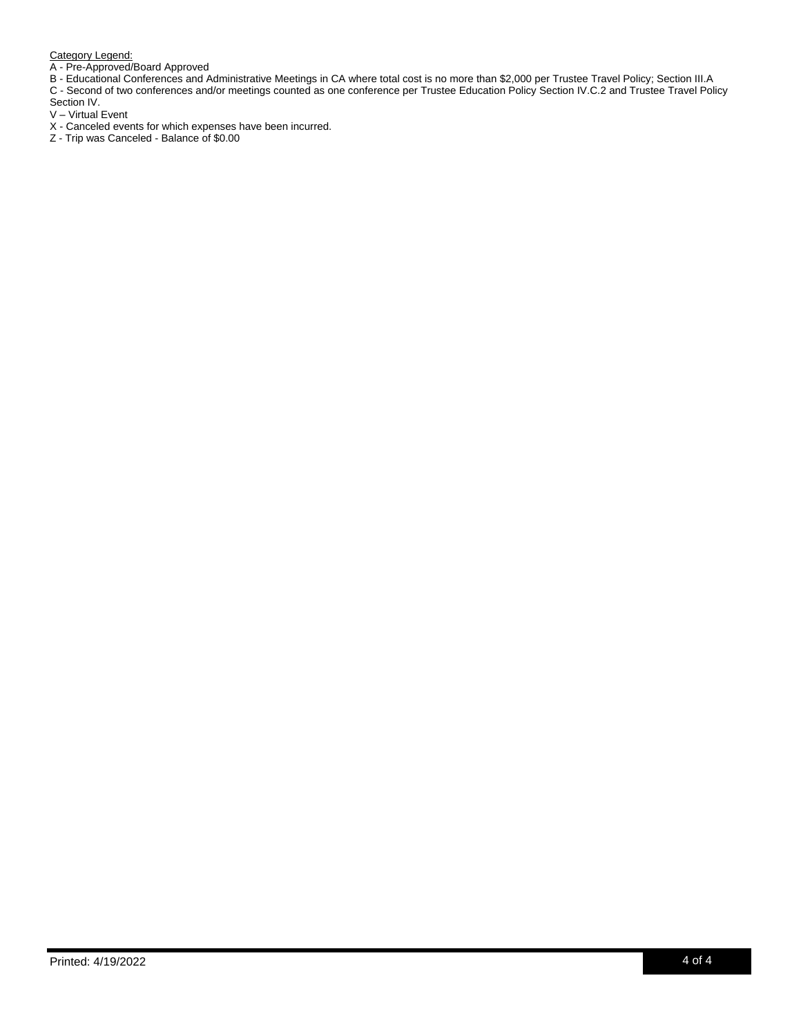<u>Category Legend:</u>

A - Pre-Approved/Board Approved

B - Educational Conferences and Administrative Meetings in CA where total cost is no more than $2,000 per Trustee Travel Policy; Section III.A

C - Second of two conferences and/or meetings counted as one conference per Trustee Education Policy Section IV.C.2 and Trustee Travel Policy Section IV.

V – Virtual Event

X - Canceled events for which expenses have been incurred.

Z - Trip was Canceled - Balance of $0.00

Printed: 4/19/2022